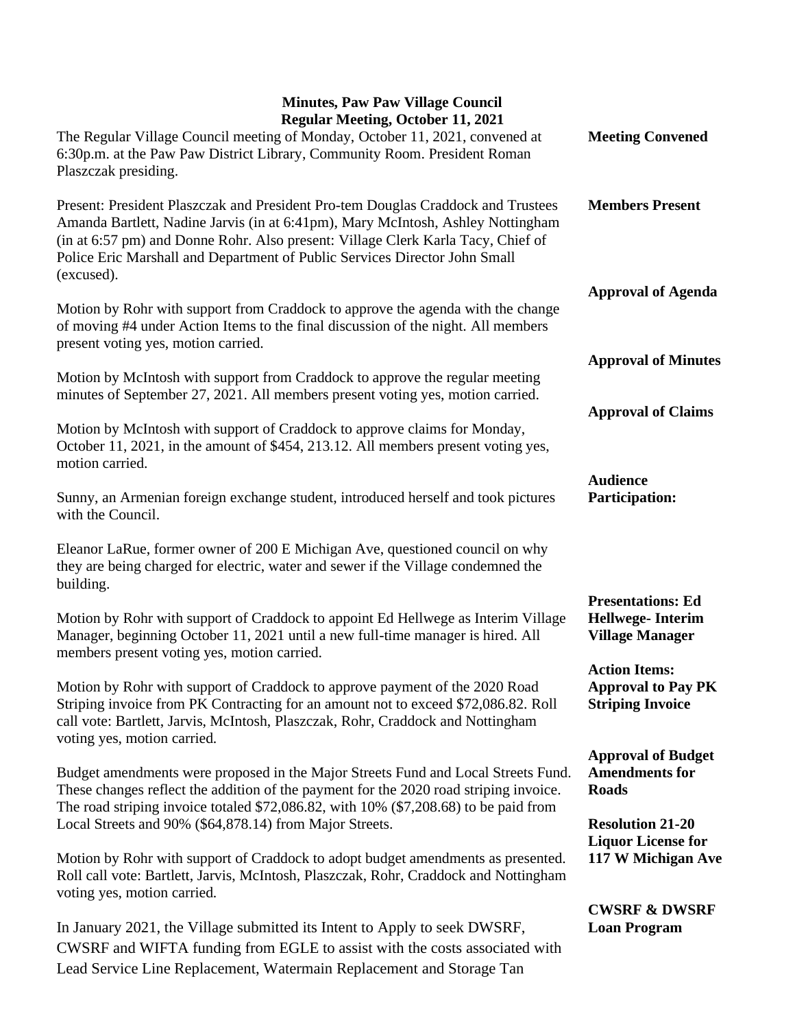**Minutes, Paw Paw Village Council**
**Regular Meeting, October 11, 2021**

**Meeting Convened**

The Regular Village Council meeting of Monday, October 11, 2021, convened at 6:30p.m. at the Paw Paw District Library, Community Room. President Roman Plaszczak presiding.

**Members Present**

Present: President Plaszczak and President Pro-tem Douglas Craddock and Trustees Amanda Bartlett, Nadine Jarvis (in at 6:41pm), Mary McIntosh, Ashley Nottingham (in at 6:57 pm) and Donne Rohr. Also present: Village Clerk Karla Tacy, Chief of Police Eric Marshall and Department of Public Services Director John Small (excused).

**Approval of Agenda**

Motion by Rohr with support from Craddock to approve the agenda with the change of moving #4 under Action Items to the final discussion of the night. All members present voting yes, motion carried.

**Approval of Minutes**

Motion by McIntosh with support from Craddock to approve the regular meeting minutes of September 27, 2021. All members present voting yes, motion carried.

**Approval of Claims**

Motion by McIntosh with support of Craddock to approve claims for Monday, October 11, 2021, in the amount of $454, 213.12. All members present voting yes, motion carried.

**Audience Participation:**

Sunny, an Armenian foreign exchange student, introduced herself and took pictures with the Council.

Eleanor LaRue, former owner of 200 E Michigan Ave, questioned council on why they are being charged for electric, water and sewer if the Village condemned the building.

**Presentations: Ed Hellwege- Interim Village Manager**

Motion by Rohr with support of Craddock to appoint Ed Hellwege as Interim Village Manager, beginning October 11, 2021 until a new full-time manager is hired. All members present voting yes, motion carried.

**Action Items: Approval to Pay PK Striping Invoice**

Motion by Rohr with support of Craddock to approve payment of the 2020 Road Striping invoice from PK Contracting for an amount not to exceed $72,086.82. Roll call vote: Bartlett, Jarvis, McIntosh, Plaszczak, Rohr, Craddock and Nottingham voting yes, motion carried.

**Approval of Budget Amendments for Roads**

Budget amendments were proposed in the Major Streets Fund and Local Streets Fund. These changes reflect the addition of the payment for the 2020 road striping invoice. The road striping invoice totaled $72,086.82, with 10% ($7,208.68) to be paid from Local Streets and 90% ($64,878.14) from Major Streets.

**Resolution 21-20 Liquor License for 117 W Michigan Ave**

Motion by Rohr with support of Craddock to adopt budget amendments as presented. Roll call vote: Bartlett, Jarvis, McIntosh, Plaszczak, Rohr, Craddock and Nottingham voting yes, motion carried.

**CWSRF & DWSRF Loan Program**

In January 2021, the Village submitted its Intent to Apply to seek DWSRF, CWSRF and WIFTA funding from EGLE to assist with the costs associated with Lead Service Line Replacement, Watermain Replacement and Storage Tan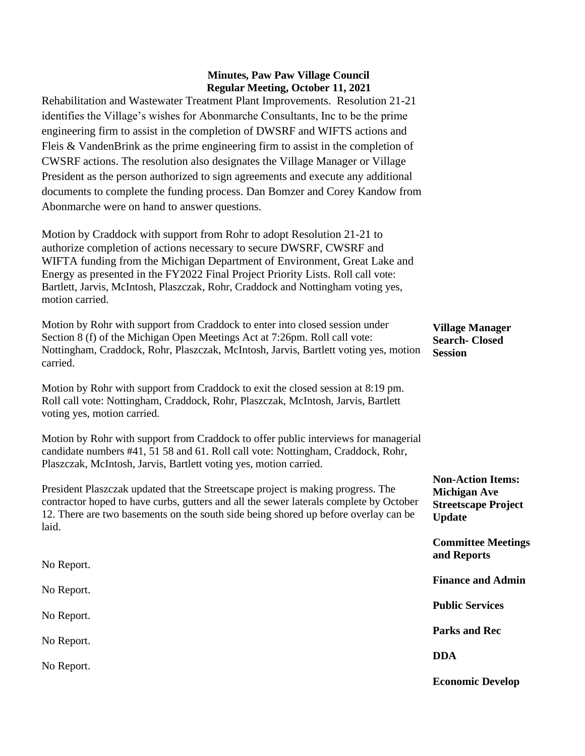Rehabilitation and Wastewater Treatment Plant Improvements. Resolution 21-21 identifies the Village's wishes for Abonmarche Consultants, Inc to be the prime engineering firm to assist in the completion of DWSRF and WIFTS actions and Fleis & VandenBrink as the prime engineering firm to assist in the completion of CWSRF actions. The resolution also designates the Village Manager or Village President as the person authorized to sign agreements and execute any additional documents to complete the funding process. Dan Bomzer and Corey Kandow from Abonmarche were on hand to answer questions.

Motion by Craddock with support from Rohr to adopt Resolution 21-21 to authorize completion of actions necessary to secure DWSRF, CWSRF and WIFTA funding from the Michigan Department of Environment, Great Lake and Energy as presented in the FY2022 Final Project Priority Lists. Roll call vote: Bartlett, Jarvis, McIntosh, Plaszczak, Rohr, Craddock and Nottingham voting yes, motion carried.

**Village Manager Search- Closed Session**

Motion by Rohr with support from Craddock to enter into closed session under Section 8 (f) of the Michigan Open Meetings Act at 7:26pm. Roll call vote: Nottingham, Craddock, Rohr, Plaszczak, McIntosh, Jarvis, Bartlett voting yes, motion carried.

Motion by Rohr with support from Craddock to exit the closed session at 8:19 pm. Roll call vote: Nottingham, Craddock, Rohr, Plaszczak, McIntosh, Jarvis, Bartlett voting yes, motion carried.

Motion by Rohr with support from Craddock to offer public interviews for managerial candidate numbers #41, 51 58 and 61. Roll call vote: Nottingham, Craddock, Rohr, Plaszczak, McIntosh, Jarvis, Bartlett voting yes, motion carried.

**Non-Action Items: Michigan Ave Streetscape Project Update**

President Plaszczak updated that the Streetscape project is making progress. The contractor hoped to have curbs, gutters and all the sewer laterals complete by October 12. There are two basements on the south side being shored up before overlay can be laid.

**Committee Meetings and Reports**

**Finance and Admin**

No Report.

**Public Services**

No Report.

**Parks and Rec**

No Report.

**DDA**

No Report.

**Economic Develop**

No Report.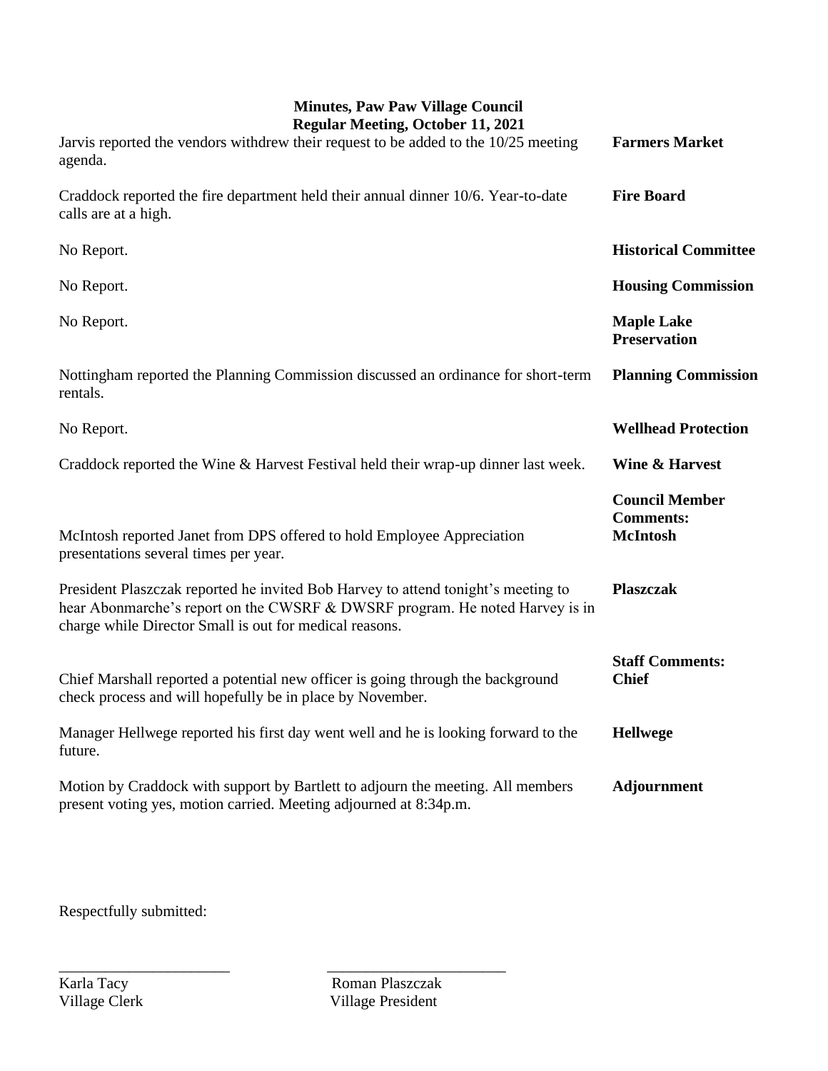**Minutes, Paw Paw Village Council**
**Regular Meeting, October 11, 2021**

| | |
|---|---|
| Jarvis reported the vendors withdrew their request to be added to the 10/25 meeting agenda. | **Farmers Market** |
| Craddock reported the fire department held their annual dinner 10/6. Year-to-date calls are at a high. | **Fire Board** |
| No Report. | **Historical Committee** |
| No Report. | **Housing Commission** |
| No Report. | **Maple Lake Preservation** |
| Nottingham reported the Planning Commission discussed an ordinance for short-term rentals. | **Planning Commission** |
| No Report. | **Wellhead Protection** |
| Craddock reported the Wine & Harvest Festival held their wrap-up dinner last week. | **Wine & Harvest** |
| | **Council Member Comments:** |
| McIntosh reported Janet from DPS offered to hold Employee Appreciation presentations several times per year. | **McIntosh** |
| President Plaszczak reported he invited Bob Harvey to attend tonight's meeting to hear Abonmarche's report on the CWSRF & DWSRF program. He noted Harvey is in charge while Director Small is out for medical reasons. | **Plaszczak** |
| | **Staff Comments:** |
| Chief Marshall reported a potential new officer is going through the background check process and will hopefully be in place by November. | **Chief** |
| Manager Hellwege reported his first day went well and he is looking forward to the future. | **Hellwege** |
| Motion by Craddock with support by Bartlett to adjourn the meeting. All members present voting yes, motion carried. Meeting adjourned at 8:34p.m. | **Adjournment** |

Respectfully submitted:

| | |
|---|---|
| _______________________ | _______________________ |
| Karla Tacy | Roman Plaszczak |
| Village Clerk | Village President |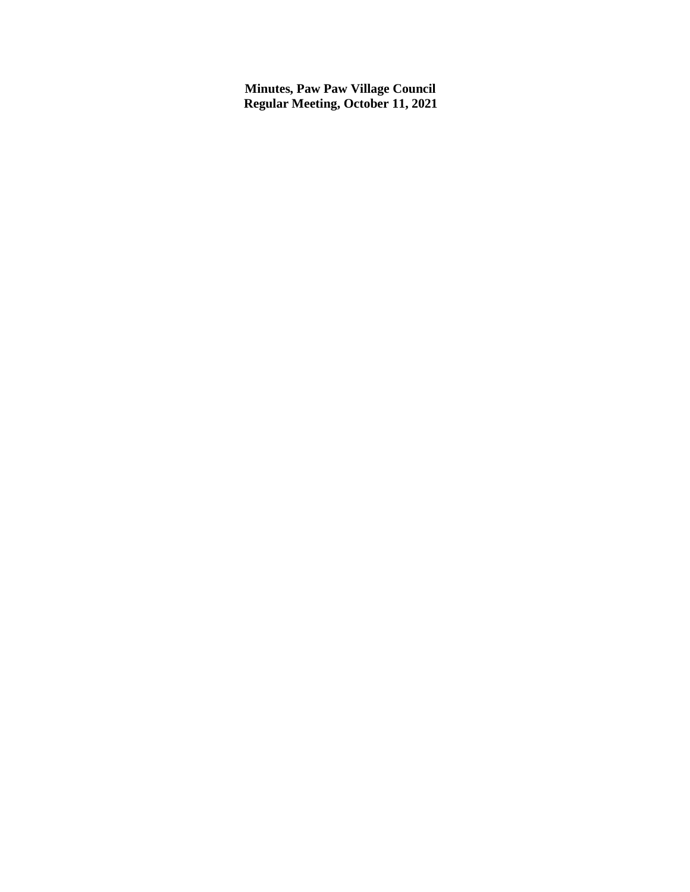**Minutes, Paw Paw Village Council**
**Regular Meeting, October 11, 2021**